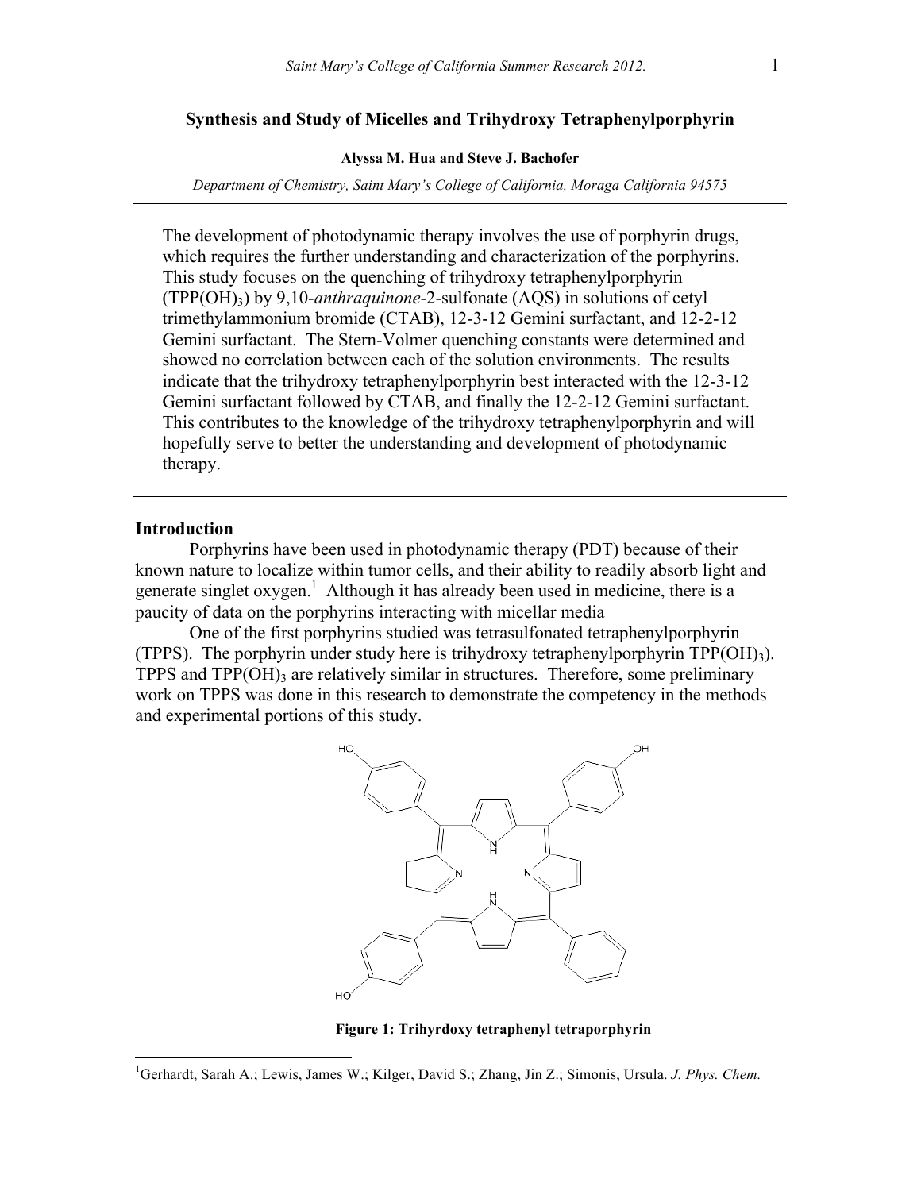# Synthesis and Study of Micelles and Trihydroxy Tetraphenylporphyrin

**Alyssa M. Hua and Steve J. Bachofer**

*Department of Chemistry, Saint Mary's College of California, Moraga California 94575*

---

The development of photodynamic therapy involves the use of porphyrin drugs, which requires the further understanding and characterization of the porphyrins. This study focuses on the quenching of trihydroxy tetraphenylporphyrin ($TPP(OH)_3$) by 9,10-*anthraquinone*-2-sulfonate (AQS) in solutions of cetyl trimethylammonium bromide (CTAB), 12-3-12 Gemini surfactant, and 12-2-12 Gemini surfactant. The Stern-Volmer quenching constants were determined and showed no correlation between each of the solution environments. The results indicate that the trihydroxy tetraphenylporphyrin best interacted with the 12-3-12 Gemini surfactant followed by CTAB, and finally the 12-2-12 Gemini surfactant. This contributes to the knowledge of the trihydroxy tetraphenylporphyrin and will hopefully serve to better the understanding and development of photodynamic therapy.

---

## Introduction

Porphyrins have been used in photodynamic therapy (PDT) because of their known nature to localize within tumor cells, and their ability to readily absorb light and generate singlet oxygen.[1] Although it has already been used in medicine, there is a paucity of data on the porphyrins interacting with micellar media

One of the first porphyrins studied was tetrasulfonated tetraphenylporphyrin (TPPS). The porphyrin under study here is trihydroxy tetraphenylporphyrin $TPP(OH)_3$). TPPS and $TPP(OH)_3$ are relatively similar in structures. Therefore, some preliminary work on TPPS was done in this research to demonstrate the competency in the methods and experimental portions of this study.

**Figure 1: Trihyrdoxy tetraphenyl tetraporphyrin**

---

[1] Gerhardt, Sarah A.; Lewis, James W.; Kilger, David S.; Zhang, Jin Z.; Simonis, Ursula. *J. Phys. Chem.*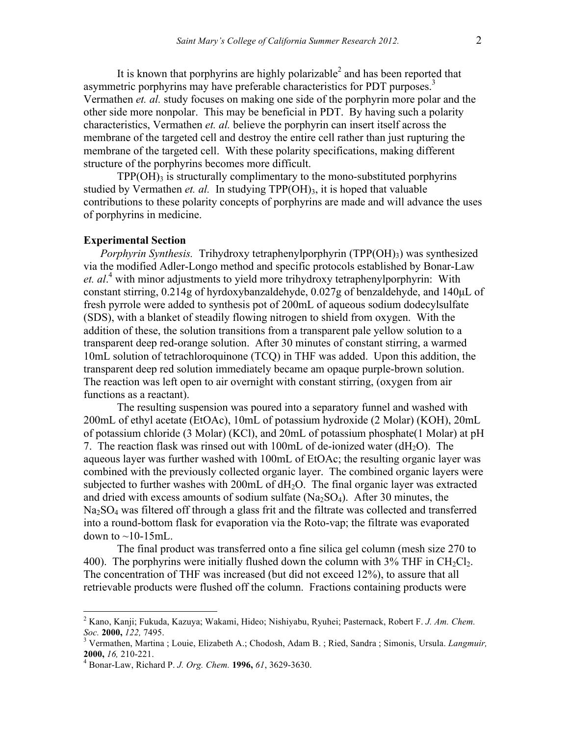It is known that porphyrins are highly polarizable[2] and has been reported that asymmetric porphyrins may have preferable characteristics for PDT purposes.[3] Vermathen *et. al.* study focuses on making one side of the porphyrin more polar and the other side more nonpolar. This may be beneficial in PDT. By having such a polarity characteristics, Vermathen *et. al.* believe the porphyrin can insert itself across the membrane of the targeted cell and destroy the entire cell rather than just rupturing the membrane of the targeted cell. With these polarity specifications, making different structure of the porphyrins becomes more difficult.

$TPP(OH)_3$ is structurally complimentary to the mono-substituted porphyrins studied by Vermathen *et. al.* In studying $TPP(OH)_3$, it is hoped that valuable contributions to these polarity concepts of porphyrins are made and will advance the uses of porphyrins in medicine.

**Experimental Section**

*Porphyrin Synthesis.* Trihydroxy tetraphenylporphyrin ($TPP(OH)_3$) was synthesized via the modified Adler-Longo method and specific protocols established by Bonar-Law *et. al*.[4] with minor adjustments to yield more trihydroxy tetraphenylporphyrin: With constant stirring, 0.214g of hyrdoxybanzaldehyde, 0.027g of benzaldehyde, and 140μL of fresh pyrrole were added to synthesis pot of 200mL of aqueous sodium dodecylsulfate (SDS), with a blanket of steadily flowing nitrogen to shield from oxygen. With the addition of these, the solution transitions from a transparent pale yellow solution to a transparent deep red-orange solution. After 30 minutes of constant stirring, a warmed 10mL solution of tetrachloroquinone (TCQ) in THF was added. Upon this addition, the transparent deep red solution immediately became am opaque purple-brown solution. The reaction was left open to air overnight with constant stirring, (oxygen from air functions as a reactant).

The resulting suspension was poured into a separatory funnel and washed with 200mL of ethyl acetate (EtOAc), 10mL of potassium hydroxide (2 Molar) (KOH), 20mL of potassium chloride (3 Molar) (KCl), and 20mL of potassium phosphate(1 Molar) at pH 7. The reaction flask was rinsed out with 100mL of de-ionized water ($dH_2O$). The aqueous layer was further washed with 100mL of EtOAc; the resulting organic layer was combined with the previously collected organic layer. The combined organic layers were subjected to further washes with 200mL of $dH_2O$. The final organic layer was extracted and dried with excess amounts of sodium sulfate ($Na_2SO_4$). After 30 minutes, the $Na_2SO_4$ was filtered off through a glass frit and the filtrate was collected and transferred into a round-bottom flask for evaporation via the Roto-vap; the filtrate was evaporated down to ~10-15mL.

The final product was transferred onto a fine silica gel column (mesh size 270 to 400). The porphyrins were initially flushed down the column with 3% THF in $CH_2Cl_2$. The concentration of THF was increased (but did not exceed 12%), to assure that all retrievable products were flushed off the column. Fractions containing products were

---

[2] Kano, Kanji; Fukuda, Kazuya; Wakami, Hideo; Nishiyabu, Ryuhei; Pasternack, Robert F. *J. Am. Chem. Soc.* **2000,** *122,* 7495.

[3] Vermathen, Martina ; Louie, Elizabeth A.; Chodosh, Adam B. ; Ried, Sandra ; Simonis, Ursula. *Langmuir,* **2000,** *16,* 210-221.

[4] Bonar-Law, Richard P. *J. Org. Chem.* **1996,** *61*, 3629-3630.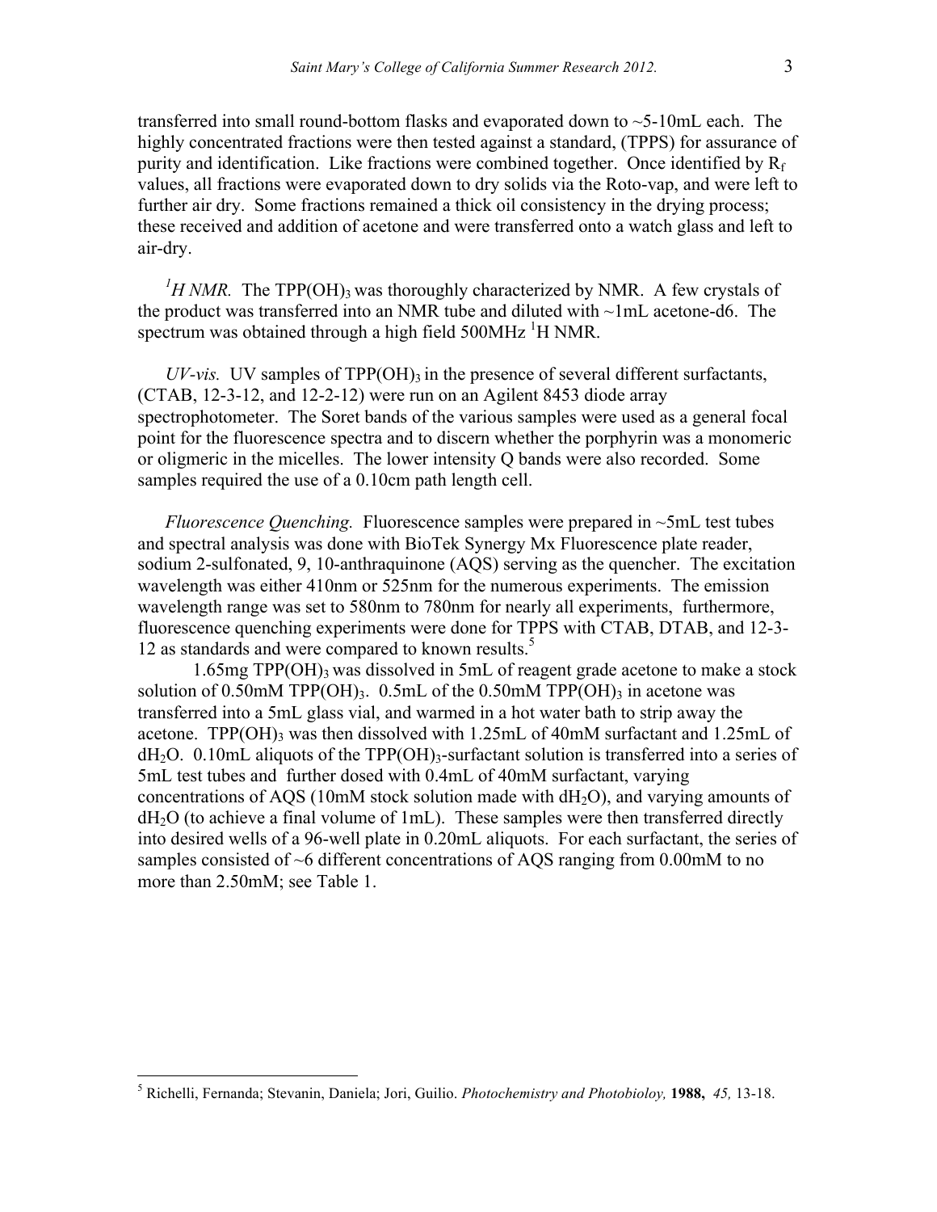transferred into small round-bottom flasks and evaporated down to ~5-10mL each. The highly concentrated fractions were then tested against a standard, (TPPS) for assurance of purity and identification. Like fractions were combined together. Once identified by $R_f$ values, all fractions were evaporated down to dry solids via the Roto-vap, and were left to further air dry. Some fractions remained a thick oil consistency in the drying process; these received and addition of acetone and were transferred onto a watch glass and left to air-dry.

*$^1H$ NMR.* The $TPP(OH)_3$ was thoroughly characterized by NMR. A few crystals of the product was transferred into an NMR tube and diluted with ~1mL acetone-d6. The spectrum was obtained through a high field 500MHz $^1H$ NMR.

*UV-vis.* UV samples of $TPP(OH)_3$ in the presence of several different surfactants, (CTAB, 12-3-12, and 12-2-12) were run on an Agilent 8453 diode array spectrophotometer. The Soret bands of the various samples were used as a general focal point for the fluorescence spectra and to discern whether the porphyrin was a monomeric or oligmeric in the micelles. The lower intensity Q bands were also recorded. Some samples required the use of a 0.10cm path length cell.

*Fluorescence Quenching.* Fluorescence samples were prepared in ~5mL test tubes and spectral analysis was done with BioTek Synergy Mx Fluorescence plate reader, sodium 2-sulfonated, 9, 10-anthraquinone (AQS) serving as the quencher. The excitation wavelength was either 410nm or 525nm for the numerous experiments. The emission wavelength range was set to 580nm to 780nm for nearly all experiments, furthermore, fluorescence quenching experiments were done for TPPS with CTAB, DTAB, and 12-3-12 as standards and were compared to known results.[5]

1.65mg $TPP(OH)_3$ was dissolved in 5mL of reagent grade acetone to make a stock solution of 0.50mM $TPP(OH)_3$. 0.5mL of the 0.50mM $TPP(OH)_3$ in acetone was transferred into a 5mL glass vial, and warmed in a hot water bath to strip away the acetone. $TPP(OH)_3$ was then dissolved with 1.25mL of 40mM surfactant and 1.25mL of $dH_2O$. 0.10mL aliquots of the $TPP(OH)_3$-surfactant solution is transferred into a series of 5mL test tubes and further dosed with 0.4mL of 40mM surfactant, varying concentrations of AQS (10mM stock solution made with $dH_2O$), and varying amounts of $dH_2O$ (to achieve a final volume of 1mL). These samples were then transferred directly into desired wells of a 96-well plate in 0.20mL aliquots. For each surfactant, the series of samples consisted of ~6 different concentrations of AQS ranging from 0.00mM to no more than 2.50mM; see Table 1.

---

[5] Richelli, Fernanda; Stevanin, Daniela; Jori, Guilio. *Photochemistry and Photobioloy,* **1988,** *45,* 13-18.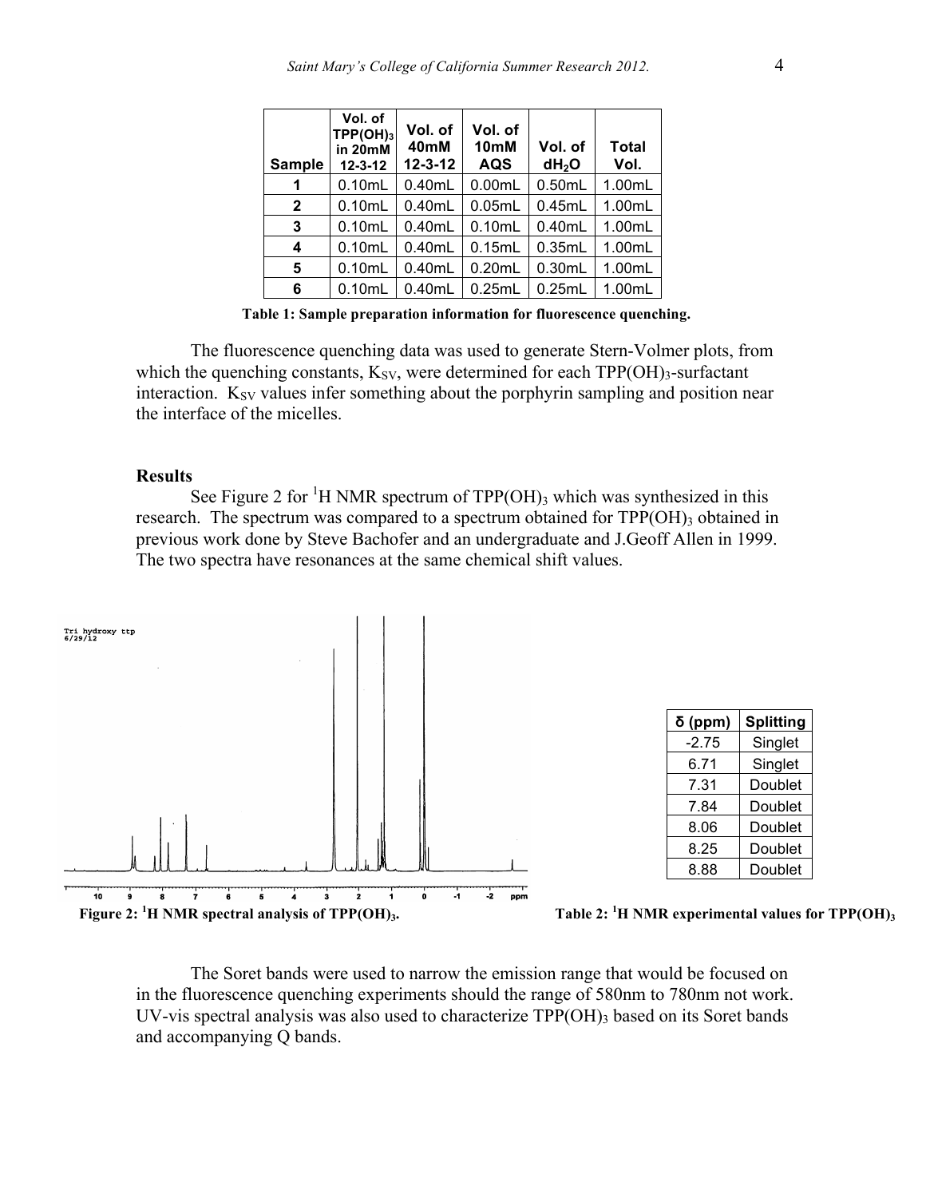| Sample | Vol. of $TPP(OH)_3$ in 20mM 12-3-12 | Vol. of 40mM 12-3-12 | Vol. of 10mM AQS | Vol. of $dH_2O$ | Total Vol. |
|---|---|---|---|---|---|
| 1 | 0.10mL | 0.40mL | 0.00mL | 0.50mL | 1.00mL |
| 2 | 0.10mL | 0.40mL | 0.05mL | 0.45mL | 1.00mL |
| 3 | 0.10mL | 0.40mL | 0.10mL | 0.40mL | 1.00mL |
| 4 | 0.10mL | 0.40mL | 0.15mL | 0.35mL | 1.00mL |
| 5 | 0.10mL | 0.40mL | 0.20mL | 0.30mL | 1.00mL |
| 6 | 0.10mL | 0.40mL | 0.25mL | 0.25mL | 1.00mL |

**Table 1: Sample preparation information for fluorescence quenching.**

The fluorescence quenching data was used to generate Stern-Volmer plots, from which the quenching constants, $K_{SV}$, were determined for each $TPP(OH)_3$-surfactant interaction. $K_{SV}$ values infer something about the porphyrin sampling and position near the interface of the micelles.

### Results

See Figure 2 for $^1H$ NMR spectrum of $TPP(OH)_3$ which was synthesized in this research. The spectrum was compared to a spectrum obtained for $TPP(OH)_3$ obtained in previous work done by Steve Bachofer and an undergraduate and J.Geoff Allen in 1999. The two spectra have resonances at the same chemical shift values.

**Figure 2: $^1H$ NMR spectral analysis of $TPP(OH)_3$.**

| δ (ppm) | Splitting |
|---|---|
| -2.75 | Singlet |
| 6.71 | Singlet |
| 7.31 | Doublet |
| 7.84 | Doublet |
| 8.06 | Doublet |
| 8.25 | Doublet |
| 8.88 | Doublet |

**Table 2: $^1H$ NMR experimental values for $TPP(OH)_3$**

The Soret bands were used to narrow the emission range that would be focused on in the fluorescence quenching experiments should the range of 580nm to 780nm not work. UV-vis spectral analysis was also used to characterize $TPP(OH)_3$ based on its Soret bands and accompanying Q bands.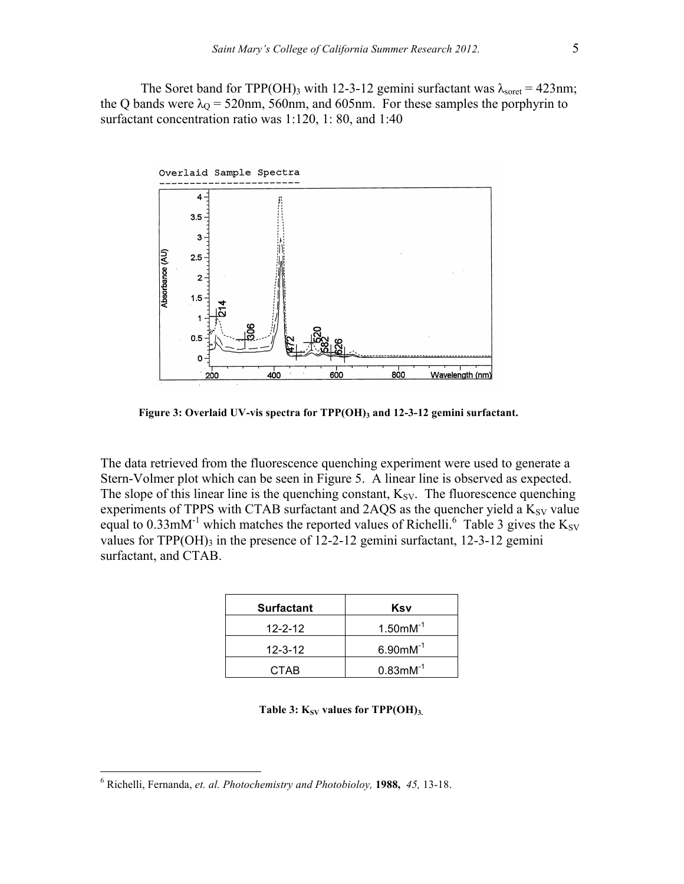The Soret band for $TPP(OH)_3$ with 12-3-12 gemini surfactant was $\lambda_{soret} = 423nm$; the Q bands were $\lambda_Q = 520nm$, 560nm, and 605nm. For these samples the porphyrin to surfactant concentration ratio was 1:120, 1: 80, and 1:40

**Figure 3: Overlaid UV-vis spectra for $TPP(OH)_3$ and 12-3-12 gemini surfactant.**

The data retrieved from the fluorescence quenching experiment were used to generate a Stern-Volmer plot which can be seen in Figure 5. A linear line is observed as expected. The slope of this linear line is the quenching constant, $K_{SV}$. The fluorescence quenching experiments of TPPS with CTAB surfactant and 2AQS as the quencher yield a $K_{SV}$ value equal to $0.33mM^{-1}$ which matches the reported values of Richelli.[6] Table 3 gives the $K_{SV}$ values for $TPP(OH)_3$ in the presence of 12-2-12 gemini surfactant, 12-3-12 gemini surfactant, and CTAB.

| Surfactant | Ksv |
|---|---|
| 12-2-12 | $1.50mM^{-1}$ |
| 12-3-12 | $6.90mM^{-1}$ |
| CTAB | $0.83mM^{-1}$ |

**Table 3: $K_{SV}$ values for $TPP(OH)_3$.**

[6] Richelli, Fernanda, *et. al. Photochemistry and Photobioloy,* **1988,** *45,* 13-18.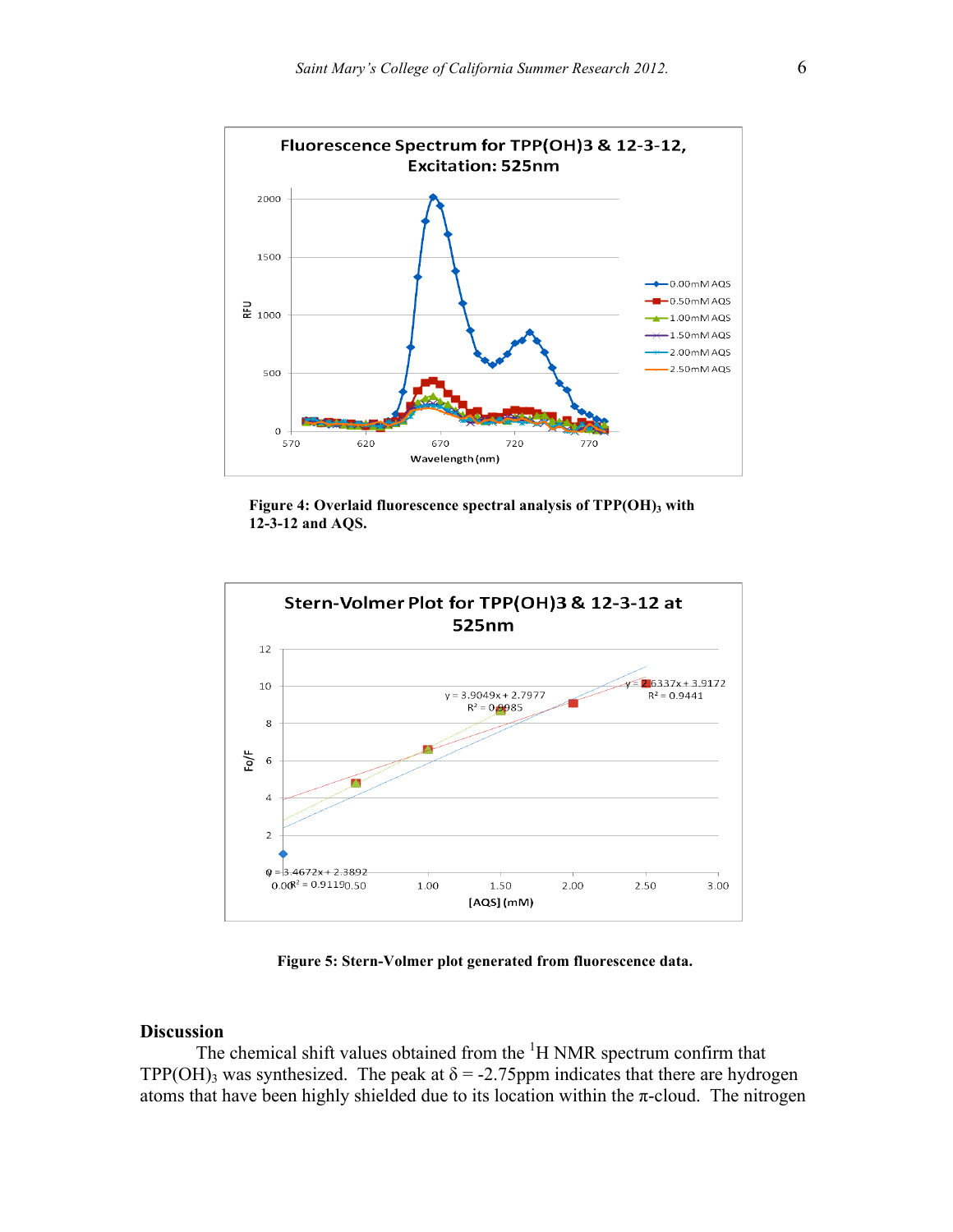**Figure 4: Overlaid fluorescence spectral analysis of $TPP(OH)_3$ with 12-3-12 and AQS.**

**Figure 5: Stern-Volmer plot generated from fluorescence data.**

## Discussion

The chemical shift values obtained from the $^1H$ NMR spectrum confirm that $TPP(OH)_3$ was synthesized. The peak at $\delta = -2.75$ppm indicates that there are hydrogen atoms that have been highly shielded due to its location within the $\pi$-cloud. The nitrogen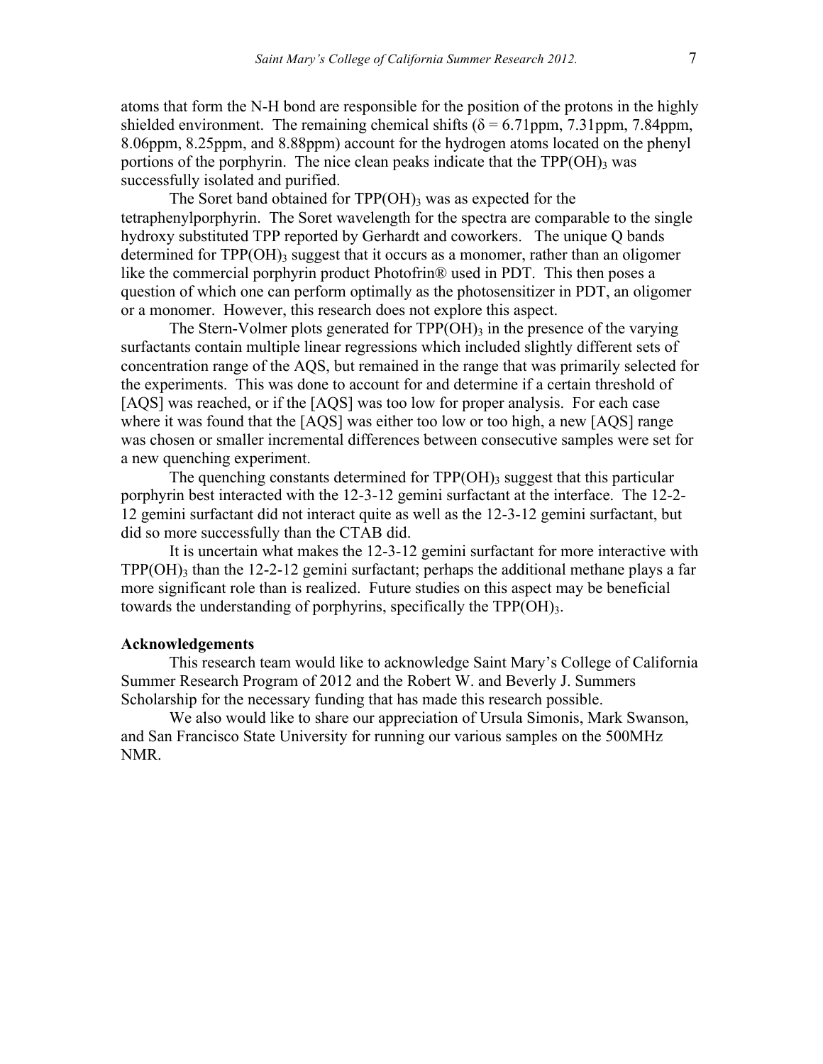atoms that form the N-H bond are responsible for the position of the protons in the highly shielded environment. The remaining chemical shifts (δ = 6.71ppm, 7.31ppm, 7.84ppm, 8.06ppm, 8.25ppm, and 8.88ppm) account for the hydrogen atoms located on the phenyl portions of the porphyrin. The nice clean peaks indicate that the $TPP(OH)_3$ was successfully isolated and purified.

The Soret band obtained for $TPP(OH)_3$ was as expected for the tetraphenylporphyrin. The Soret wavelength for the spectra are comparable to the single hydroxy substituted TPP reported by Gerhardt and coworkers. The unique Q bands determined for $TPP(OH)_3$ suggest that it occurs as a monomer, rather than an oligomer like the commercial porphyrin product Photofrin® used in PDT. This then poses a question of which one can perform optimally as the photosensitizer in PDT, an oligomer or a monomer. However, this research does not explore this aspect.

The Stern-Volmer plots generated for $TPP(OH)_3$ in the presence of the varying surfactants contain multiple linear regressions which included slightly different sets of concentration range of the AQS, but remained in the range that was primarily selected for the experiments. This was done to account for and determine if a certain threshold of [AQS] was reached, or if the [AQS] was too low for proper analysis. For each case where it was found that the [AQS] was either too low or too high, a new [AQS] range was chosen or smaller incremental differences between consecutive samples were set for a new quenching experiment.

The quenching constants determined for $TPP(OH)_3$ suggest that this particular porphyrin best interacted with the 12-3-12 gemini surfactant at the interface. The 12-2-12 gemini surfactant did not interact quite as well as the 12-3-12 gemini surfactant, but did so more successfully than the CTAB did.

It is uncertain what makes the 12-3-12 gemini surfactant for more interactive with $TPP(OH)_3$ than the 12-2-12 gemini surfactant; perhaps the additional methane plays a far more significant role than is realized. Future studies on this aspect may be beneficial towards the understanding of porphyrins, specifically the $TPP(OH)_3$.

**Acknowledgements**

This research team would like to acknowledge Saint Mary's College of California Summer Research Program of 2012 and the Robert W. and Beverly J. Summers Scholarship for the necessary funding that has made this research possible.

We also would like to share our appreciation of Ursula Simonis, Mark Swanson, and San Francisco State University for running our various samples on the 500MHz NMR.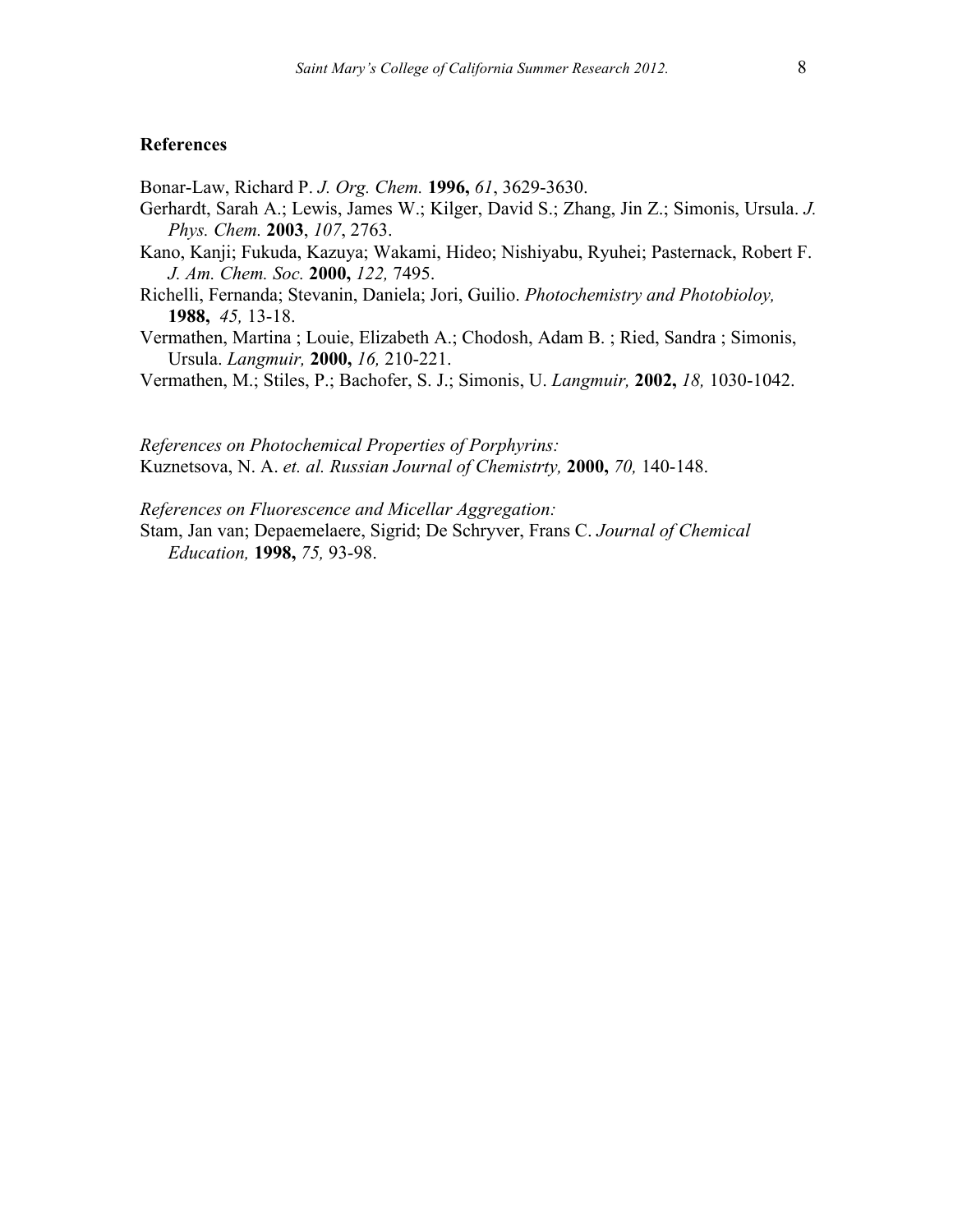## References

Bonar-Law, Richard P. *J. Org. Chem.* **1996,** *61*, 3629-3630.

Gerhardt, Sarah A.; Lewis, James W.; Kilger, David S.; Zhang, Jin Z.; Simonis, Ursula. *J. Phys. Chem.* **2003**, *107*, 2763.

Kano, Kanji; Fukuda, Kazuya; Wakami, Hideo; Nishiyabu, Ryuhei; Pasternack, Robert F. *J. Am. Chem. Soc.* **2000,** *122,* 7495.

Richelli, Fernanda; Stevanin, Daniela; Jori, Guilio. *Photochemistry and Photobioloy,* **1988,** *45,* 13-18.

Vermathen, Martina ; Louie, Elizabeth A.; Chodosh, Adam B. ; Ried, Sandra ; Simonis, Ursula. *Langmuir,* **2000,** *16,* 210-221.

Vermathen, M.; Stiles, P.; Bachofer, S. J.; Simonis, U. *Langmuir,* **2002,** *18,* 1030-1042.

*References on Photochemical Properties of Porphyrins:*

Kuznetsova, N. A. *et. al. Russian Journal of Chemistrty,* **2000,** *70,* 140-148.

*References on Fluorescence and Micellar Aggregation:*

Stam, Jan van; Depaemelaere, Sigrid; De Schryver, Frans C. *Journal of Chemical Education,* **1998,** *75,* 93-98.